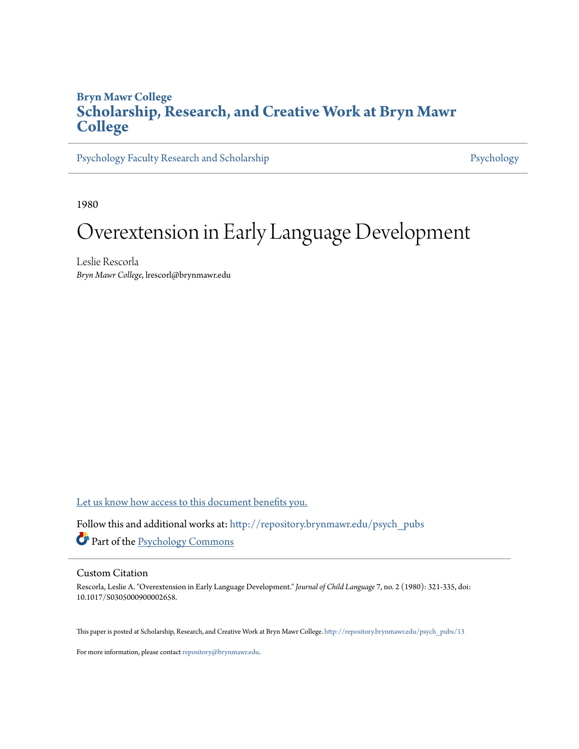**Bryn Mawr College**
# Scholarship, Research, and Creative Work at Bryn Mawr College

Psychology Faculty Research and Scholarship | Psychology

1980

# Overextension in Early Language Development

Leslie Rescorla
*Bryn Mawr College*, lrescorl@brynmawr.edu

Let us know how access to this document benefits you.

Follow this and additional works at: http://repository.brynmawr.edu/psych_pubs

Part of the Psychology Commons

## Custom Citation

Rescorla, Leslie A. "Overextension in Early Language Development." *Journal of Child Language* 7, no. 2 (1980): 321-335, doi: 10.1017/S0305000900002658.

This paper is posted at Scholarship, Research, and Creative Work at Bryn Mawr College. http://repository.brynmawr.edu/psych_pubs/13

For more information, please contact repository@brynmawr.edu.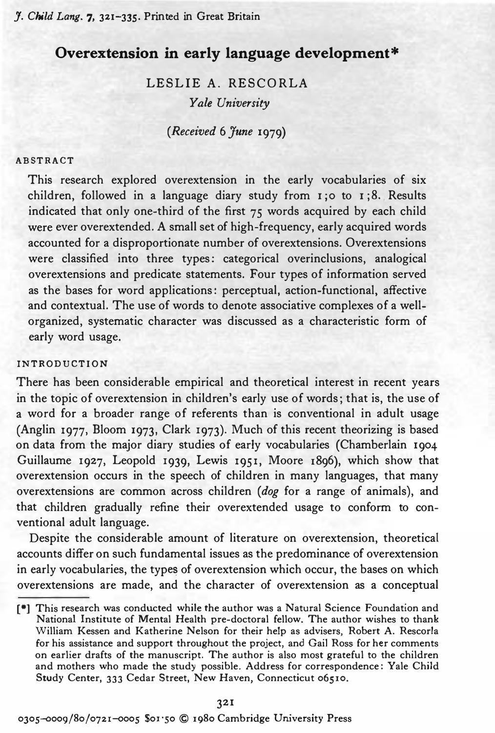# Overextension in early language development*

LESLIE A. RESCORLA

*Yale University*

(*Received* 6 *June* 1979)

## ABSTRACT

This research explored overextension in the early vocabularies of six children, followed in a language diary study from 1;0 to 1;8. Results indicated that only one-third of the first 75 words acquired by each child were ever overextended. A small set of high-frequency, early acquired words accounted for a disproportionate number of overextensions. Overextensions were classified into three types: categorical overinclusions, analogical overextensions and predicate statements. Four types of information served as the bases for word applications: perceptual, action-functional, affective and contextual. The use of words to denote associative complexes of a well-organized, systematic character was discussed as a characteristic form of early word usage.

## INTRODUCTION

There has been considerable empirical and theoretical interest in recent years in the topic of overextension in children's early use of words; that is, the use of a word for a broader range of referents than is conventional in adult usage (Anglin 1977, Bloom 1973, Clark 1973). Much of this recent theorizing is based on data from the major diary studies of early vocabularies (Chamberlain 1904 Guillaume 1927, Leopold 1939, Lewis 1951, Moore 1896), which show that overextension occurs in the speech of children in many languages, that many overextensions are common across children (*dog* for a range of animals), and that children gradually refine their overextended usage to conform to conventional adult language.

Despite the considerable amount of literature on overextension, theoretical accounts differ on such fundamental issues as the predominance of overextension in early vocabularies, the types of overextension which occur, the bases on which overextensions are made, and the character of overextension as a conceptual

---

[*] This research was conducted while the author was a Natural Science Foundation and National Institute of Mental Health pre-doctoral fellow. The author wishes to thank William Kessen and Katherine Nelson for their help as advisers, Robert A. Rescorla for his assistance and support throughout the project, and Gail Ross for her comments on earlier drafts of the manuscript. The author is also most grateful to the children and mothers who made the study possible. Address for correspondence: Yale Child Study Center, 333 Cedar Street, New Haven, Connecticut 06510.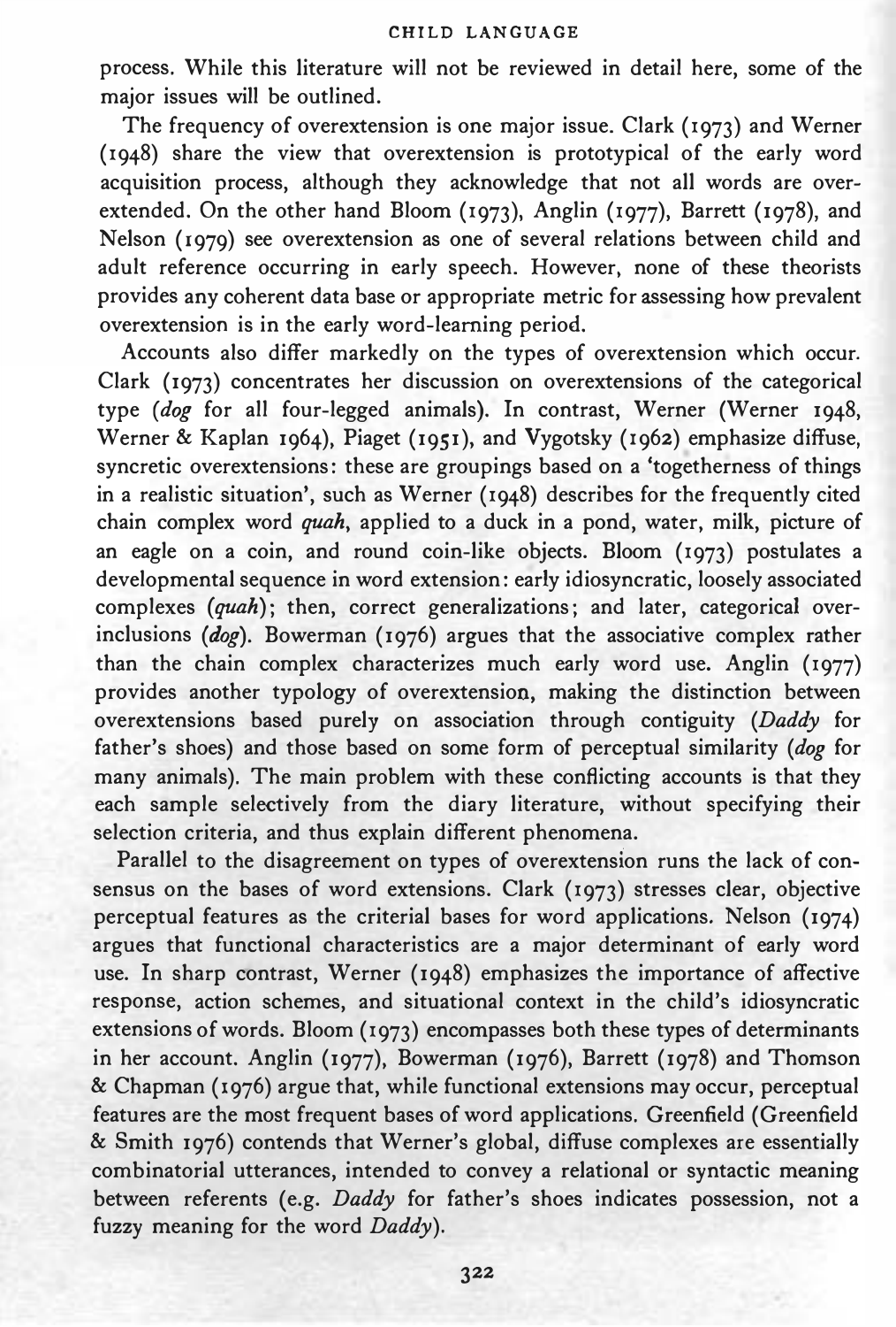process. While this literature will not be reviewed in detail here, some of the major issues will be outlined.

The frequency of overextension is one major issue. Clark (1973) and Werner (1948) share the view that overextension is prototypical of the early word acquisition process, although they acknowledge that not all words are overextended. On the other hand Bloom (1973), Anglin (1977), Barrett (1978), and Nelson (1979) see overextension as one of several relations between child and adult reference occurring in early speech. However, none of these theorists provides any coherent data base or appropriate metric for assessing how prevalent overextension is in the early word-learning period.

Accounts also differ markedly on the types of overextension which occur. Clark (1973) concentrates her discussion on overextensions of the categorical type (*dog* for all four-legged animals). In contrast, Werner (Werner 1948, Werner & Kaplan 1964), Piaget (1951), and Vygotsky (1962) emphasize diffuse, syncretic overextensions: these are groupings based on a 'togetherness of things in a realistic situation', such as Werner (1948) describes for the frequently cited chain complex word *quah*, applied to a duck in a pond, water, milk, picture of an eagle on a coin, and round coin-like objects. Bloom (1973) postulates a developmental sequence in word extension: early idiosyncratic, loosely associated complexes (*quah*); then, correct generalizations; and later, categorical over-inclusions (*dog*). Bowerman (1976) argues that the associative complex rather than the chain complex characterizes much early word use. Anglin (1977) provides another typology of overextension, making the distinction between overextensions based purely on association through contiguity (*Daddy* for father's shoes) and those based on some form of perceptual similarity (*dog* for many animals). The main problem with these conflicting accounts is that they each sample selectively from the diary literature, without specifying their selection criteria, and thus explain different phenomena.

Parallel to the disagreement on types of overextension runs the lack of consensus on the bases of word extensions. Clark (1973) stresses clear, objective perceptual features as the criterial bases for word applications. Nelson (1974) argues that functional characteristics are a major determinant of early word use. In sharp contrast, Werner (1948) emphasizes the importance of affective response, action schemes, and situational context in the child's idiosyncratic extensions of words. Bloom (1973) encompasses both these types of determinants in her account. Anglin (1977), Bowerman (1976), Barrett (1978) and Thomson & Chapman (1976) argue that, while functional extensions may occur, perceptual features are the most frequent bases of word applications. Greenfield (Greenfield & Smith 1976) contends that Werner's global, diffuse complexes are essentially combinatorial utterances, intended to convey a relational or syntactic meaning between referents (e.g. *Daddy* for father's shoes indicates possession, not a fuzzy meaning for the word *Daddy*).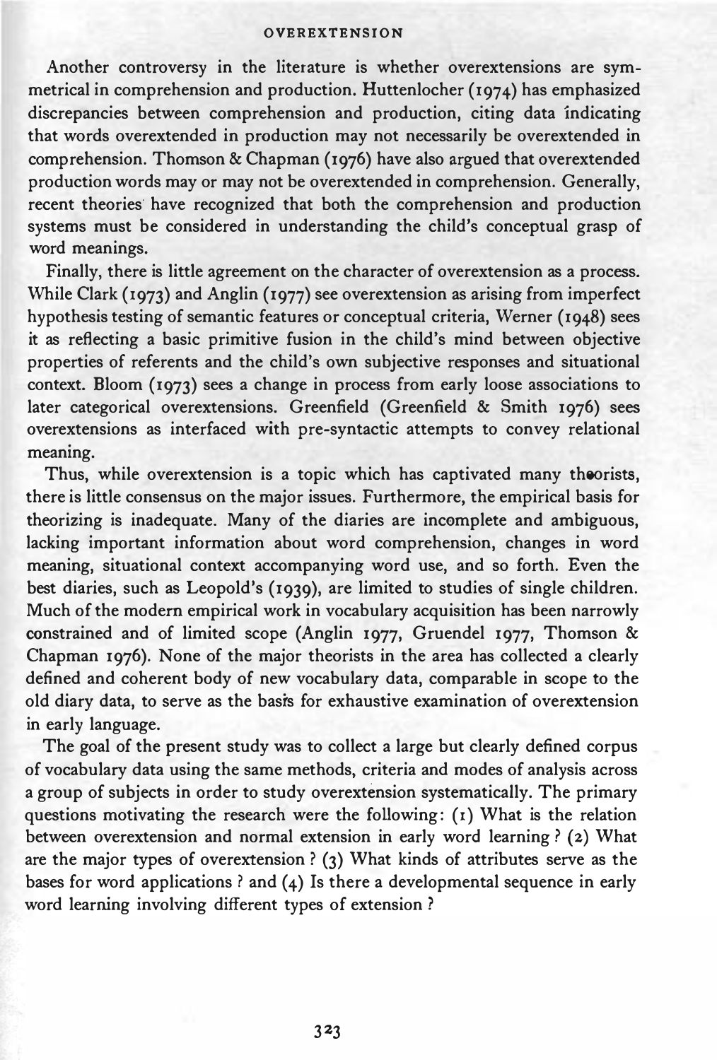Another controversy in the literature is whether overextensions are symmetrical in comprehension and production. Huttenlocher (1974) has emphasized discrepancies between comprehension and production, citing data indicating that words overextended in production may not necessarily be overextended in comprehension. Thomson & Chapman (1976) have also argued that overextended production words may or may not be overextended in comprehension. Generally, recent theories have recognized that both the comprehension and production systems must be considered in understanding the child's conceptual grasp of word meanings.

Finally, there is little agreement on the character of overextension as a process. While Clark (1973) and Anglin (1977) see overextension as arising from imperfect hypothesis testing of semantic features or conceptual criteria, Werner (1948) sees it as reflecting a basic primitive fusion in the child's mind between objective properties of referents and the child's own subjective responses and situational context. Bloom (1973) sees a change in process from early loose associations to later categorical overextensions. Greenfield (Greenfield & Smith 1976) sees overextensions as interfaced with pre-syntactic attempts to convey relational meaning.

Thus, while overextension is a topic which has captivated many theorists, there is little consensus on the major issues. Furthermore, the empirical basis for theorizing is inadequate. Many of the diaries are incomplete and ambiguous, lacking important information about word comprehension, changes in word meaning, situational context accompanying word use, and so forth. Even the best diaries, such as Leopold's (1939), are limited to studies of single children. Much of the modern empirical work in vocabulary acquisition has been narrowly constrained and of limited scope (Anglin 1977, Gruendel 1977, Thomson & Chapman 1976). None of the major theorists in the area has collected a clearly defined and coherent body of new vocabulary data, comparable in scope to the old diary data, to serve as the basis for exhaustive examination of overextension in early language.

The goal of the present study was to collect a large but clearly defined corpus of vocabulary data using the same methods, criteria and modes of analysis across a group of subjects in order to study overextension systematically. The primary questions motivating the research were the following: (1) What is the relation between overextension and normal extension in early word learning? (2) What are the major types of overextension? (3) What kinds of attributes serve as the bases for word applications? and (4) Is there a developmental sequence in early word learning involving different types of extension?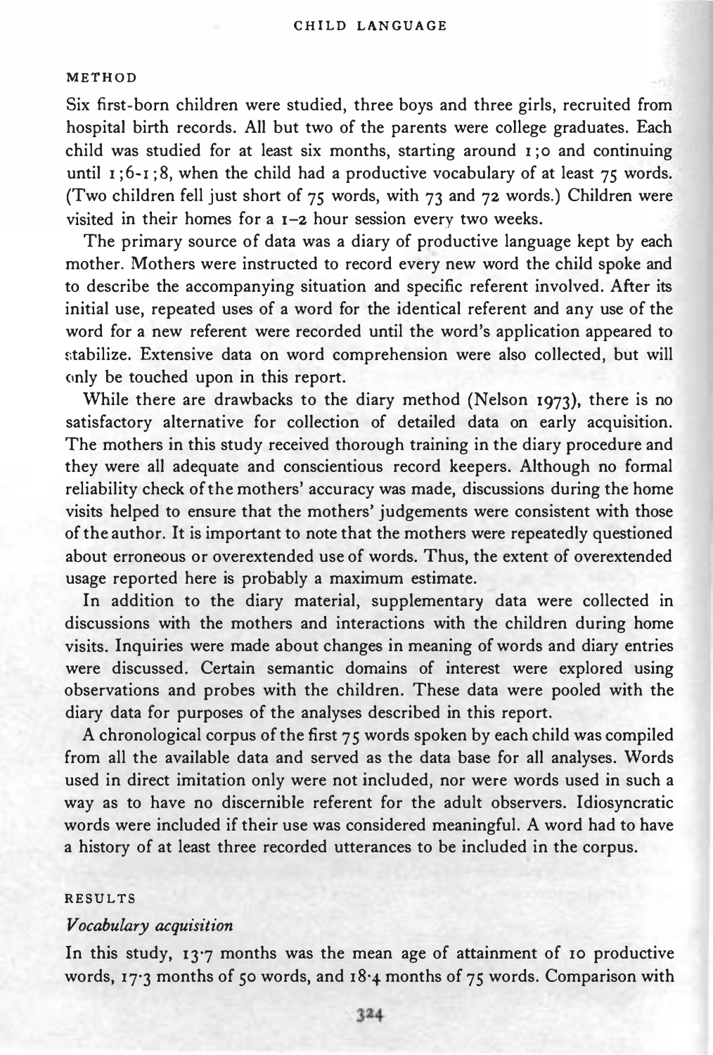## METHOD

Six first-born children were studied, three boys and three girls, recruited from hospital birth records. All but two of the parents were college graduates. Each child was studied for at least six months, starting around 1;0 and continuing until 1;6-1;8, when the child had a productive vocabulary of at least 75 words. (Two children fell just short of 75 words, with 73 and 72 words.) Children were visited in their homes for a 1-2 hour session every two weeks.

The primary source of data was a diary of productive language kept by each mother. Mothers were instructed to record every new word the child spoke and to describe the accompanying situation and specific referent involved. After its initial use, repeated uses of a word for the identical referent and any use of the word for a new referent were recorded until the word's application appeared to stabilize. Extensive data on word comprehension were also collected, but will only be touched upon in this report.

While there are drawbacks to the diary method (Nelson 1973), there is no satisfactory alternative for collection of detailed data on early acquisition. The mothers in this study received thorough training in the diary procedure and they were all adequate and conscientious record keepers. Although no formal reliability check of the mothers' accuracy was made, discussions during the home visits helped to ensure that the mothers' judgements were consistent with those of the author. It is important to note that the mothers were repeatedly questioned about erroneous or overextended use of words. Thus, the extent of overextended usage reported here is probably a maximum estimate.

In addition to the diary material, supplementary data were collected in discussions with the mothers and interactions with the children during home visits. Inquiries were made about changes in meaning of words and diary entries were discussed. Certain semantic domains of interest were explored using observations and probes with the children. These data were pooled with the diary data for purposes of the analyses described in this report.

A chronological corpus of the first 75 words spoken by each child was compiled from all the available data and served as the data base for all analyses. Words used in direct imitation only were not included, nor were words used in such a way as to have no discernible referent for the adult observers. Idiosyncratic words were included if their use was considered meaningful. A word had to have a history of at least three recorded utterances to be included in the corpus.

## RESULTS

### *Vocabulary acquisition*

In this study, 13·7 months was the mean age of attainment of 10 productive words, 17·3 months of 50 words, and 18·4 months of 75 words. Comparison with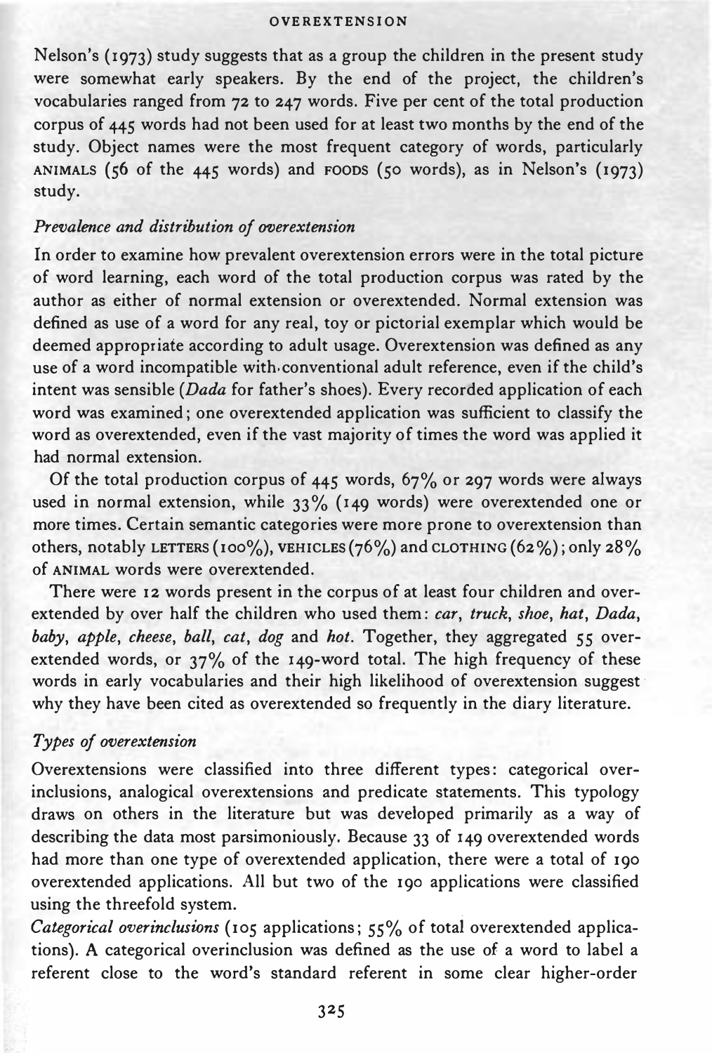Nelson's (1973) study suggests that as a group the children in the present study were somewhat early speakers. By the end of the project, the children's vocabularies ranged from 72 to 247 words. Five per cent of the total production corpus of 445 words had not been used for at least two months by the end of the study. Object names were the most frequent category of words, particularly ANIMALS (56 of the 445 words) and FOODS (50 words), as in Nelson's (1973) study.

### *Prevalence and distribution of overextension*

In order to examine how prevalent overextension errors were in the total picture of word learning, each word of the total production corpus was rated by the author as either of normal extension or overextended. Normal extension was defined as use of a word for any real, toy or pictorial exemplar which would be deemed appropriate according to adult usage. Overextension was defined as any use of a word incompatible with conventional adult reference, even if the child's intent was sensible (*Dada* for father's shoes). Every recorded application of each word was examined; one overextended application was sufficient to classify the word as overextended, even if the vast majority of times the word was applied it had normal extension.

Of the total production corpus of 445 words, 67% or 297 words were always used in normal extension, while 33% (149 words) were overextended one or more times. Certain semantic categories were more prone to overextension than others, notably LETTERS (100%), VEHICLES (76%) and CLOTHING (62%); only 28% of ANIMAL words were overextended.

There were 12 words present in the corpus of at least four children and overextended by over half the children who used them: *car*, *truck*, *shoe*, *hat*, *Dada*, *baby*, *apple*, *cheese*, *ball*, *cat*, *dog* and *hot*. Together, they aggregated 55 overextended words, or 37% of the 149-word total. The high frequency of these words in early vocabularies and their high likelihood of overextension suggest why they have been cited as overextended so frequently in the diary literature.

### *Types of overextension*

Overextensions were classified into three different types: categorical overinclusions, analogical overextensions and predicate statements. This typology draws on others in the literature but was developed primarily as a way of describing the data most parsimoniously. Because 33 of 149 overextended words had more than one type of overextended application, there were a total of 190 overextended applications. All but two of the 190 applications were classified using the threefold system.

*Categorical overinclusions* (105 applications; 55% of total overextended applications). A categorical overinclusion was defined as the use of a word to label a referent close to the word's standard referent in some clear higher-order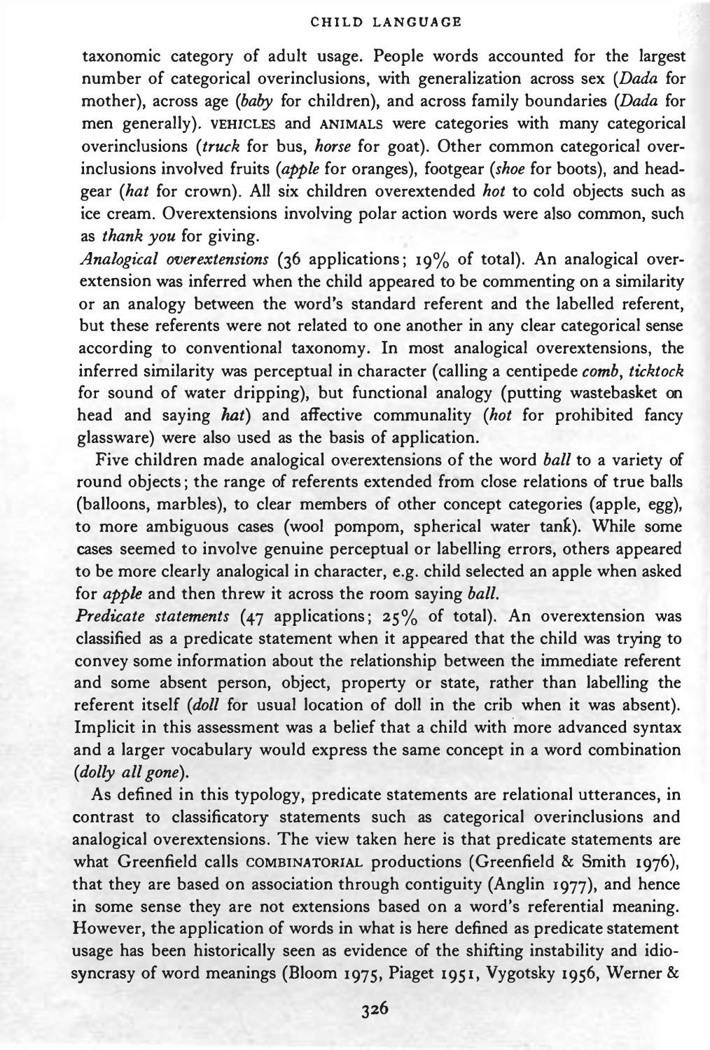taxonomic category of adult usage. People words accounted for the largest number of categorical overinclusions, with generalization across sex (*Dada* for mother), across age (*baby* for children), and across family boundaries (*Dada* for men generally). VEHICLES and ANIMALS were categories with many categorical overinclusions (*truck* for bus, *horse* for goat). Other common categorical overinclusions involved fruits (*apple* for oranges), footgear (*shoe* for boots), and headgear (*hat* for crown). All six children overextended *hot* to cold objects such as ice cream. Overextensions involving polar action words were also common, such as *thank you* for giving.

*Analogical overextensions* (36 applications; 19% of total). An analogical overextension was inferred when the child appeared to be commenting on a similarity or an analogy between the word's standard referent and the labelled referent, but these referents were not related to one another in any clear categorical sense according to conventional taxonomy. In most analogical overextensions, the inferred similarity was perceptual in character (calling a centipede *comb*, *ticktock* for sound of water dripping), but functional analogy (putting wastebasket on head and saying *hat*) and affective communality (*hot* for prohibited fancy glassware) were also used as the basis of application.

Five children made analogical overextensions of the word *ball* to a variety of round objects; the range of referents extended from close relations of true balls (balloons, marbles), to clear members of other concept categories (apple, egg), to more ambiguous cases (wool pompom, spherical water tank). While some cases seemed to involve genuine perceptual or labelling errors, others appeared to be more clearly analogical in character, e.g. child selected an apple when asked for *apple* and then threw it across the room saying *ball*.

*Predicate statements* (47 applications; 25% of total). An overextension was classified as a predicate statement when it appeared that the child was trying to convey some information about the relationship between the immediate referent and some absent person, object, property or state, rather than labelling the referent itself (*doll* for usual location of doll in the crib when it was absent). Implicit in this assessment was a belief that a child with more advanced syntax and a larger vocabulary would express the same concept in a word combination (*dolly all gone*).

As defined in this typology, predicate statements are relational utterances, in contrast to classificatory statements such as categorical overinclusions and analogical overextensions. The view taken here is that predicate statements are what Greenfield calls COMBINATORIAL productions (Greenfield & Smith 1976), that they are based on association through contiguity (Anglin 1977), and hence in some sense they are not extensions based on a word's referential meaning. However, the application of words in what is here defined as predicate statement usage has been historically seen as evidence of the shifting instability and idiosyncrasy of word meanings (Bloom 1975, Piaget 1951, Vygotsky 1956, Werner &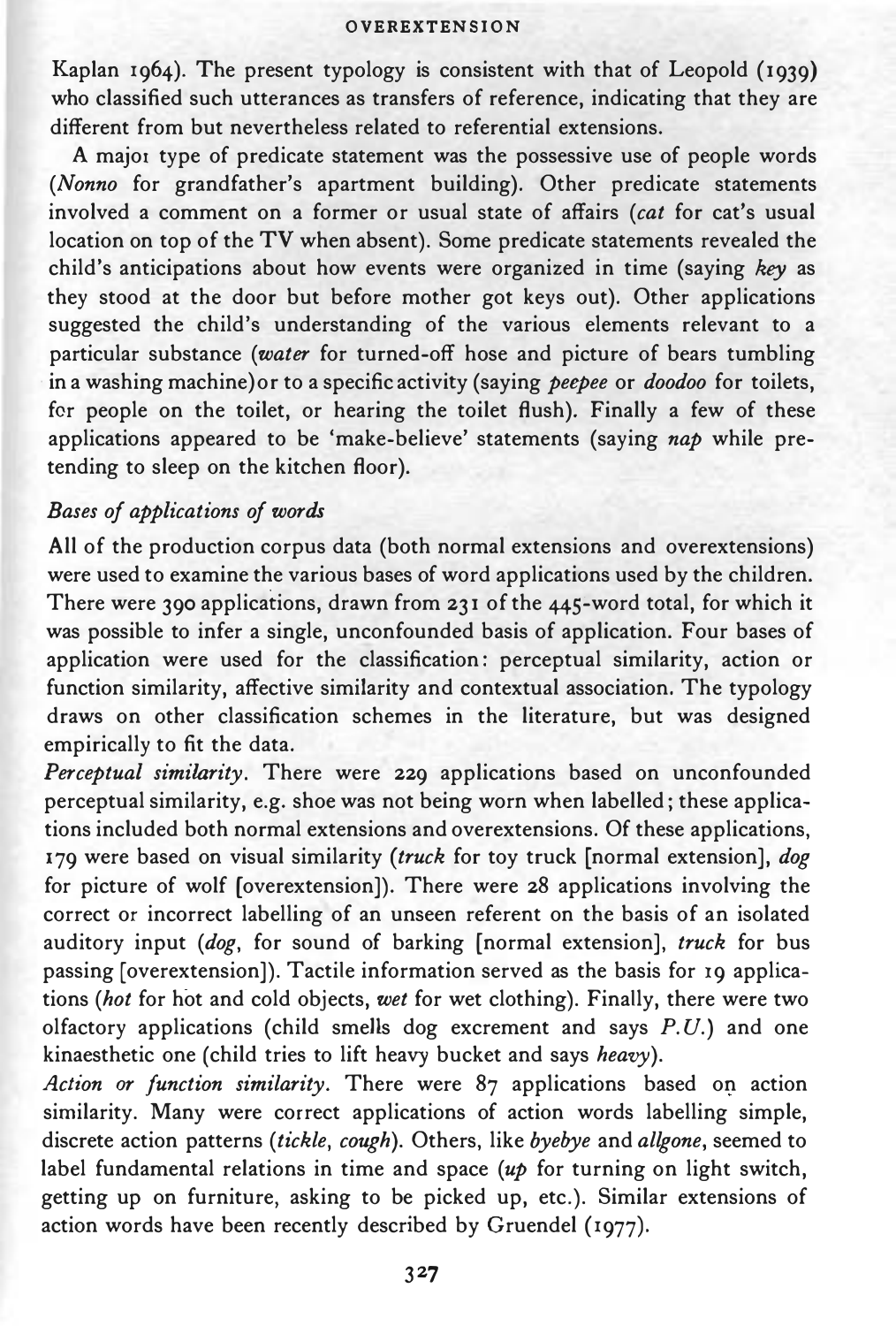Kaplan 1964). The present typology is consistent with that of Leopold (1939) who classified such utterances as transfers of reference, indicating that they are different from but nevertheless related to referential extensions.

A major type of predicate statement was the possessive use of people words (*Nonno* for grandfather's apartment building). Other predicate statements involved a comment on a former or usual state of affairs (*cat* for cat's usual location on top of the TV when absent). Some predicate statements revealed the child's anticipations about how events were organized in time (saying *key* as they stood at the door but before mother got keys out). Other applications suggested the child's understanding of the various elements relevant to a particular substance (*water* for turned-off hose and picture of bears tumbling in a washing machine) or to a specific activity (saying *peepee* or *doodoo* for toilets, for people on the toilet, or hearing the toilet flush). Finally a few of these applications appeared to be 'make-believe' statements (saying *nap* while pretending to sleep on the kitchen floor).

### *Bases of applications of words*

All of the production corpus data (both normal extensions and overextensions) were used to examine the various bases of word applications used by the children. There were 390 applications, drawn from 231 of the 445-word total, for which it was possible to infer a single, unconfounded basis of application. Four bases of application were used for the classification: perceptual similarity, action or function similarity, affective similarity and contextual association. The typology draws on other classification schemes in the literature, but was designed empirically to fit the data.

*Perceptual similarity*. There were 229 applications based on unconfounded perceptual similarity, e.g. shoe was not being worn when labelled; these applications included both normal extensions and overextensions. Of these applications, 179 were based on visual similarity (*truck* for toy truck [normal extension], *dog* for picture of wolf [overextension]). There were 28 applications involving the correct or incorrect labelling of an unseen referent on the basis of an isolated auditory input (*dog*, for sound of barking [normal extension], *truck* for bus passing [overextension]). Tactile information served as the basis for 19 applications (*hot* for hot and cold objects, *wet* for wet clothing). Finally, there were two olfactory applications (child smells dog excrement and says *P.U.*) and one kinaesthetic one (child tries to lift heavy bucket and says *heavy*).

*Action or function similarity*. There were 87 applications based on action similarity. Many were correct applications of action words labelling simple, discrete action patterns (*tickle*, *cough*). Others, like *byebye* and *allgone*, seemed to label fundamental relations in time and space (*up* for turning on light switch, getting up on furniture, asking to be picked up, etc.). Similar extensions of action words have been recently described by Gruendel (1977).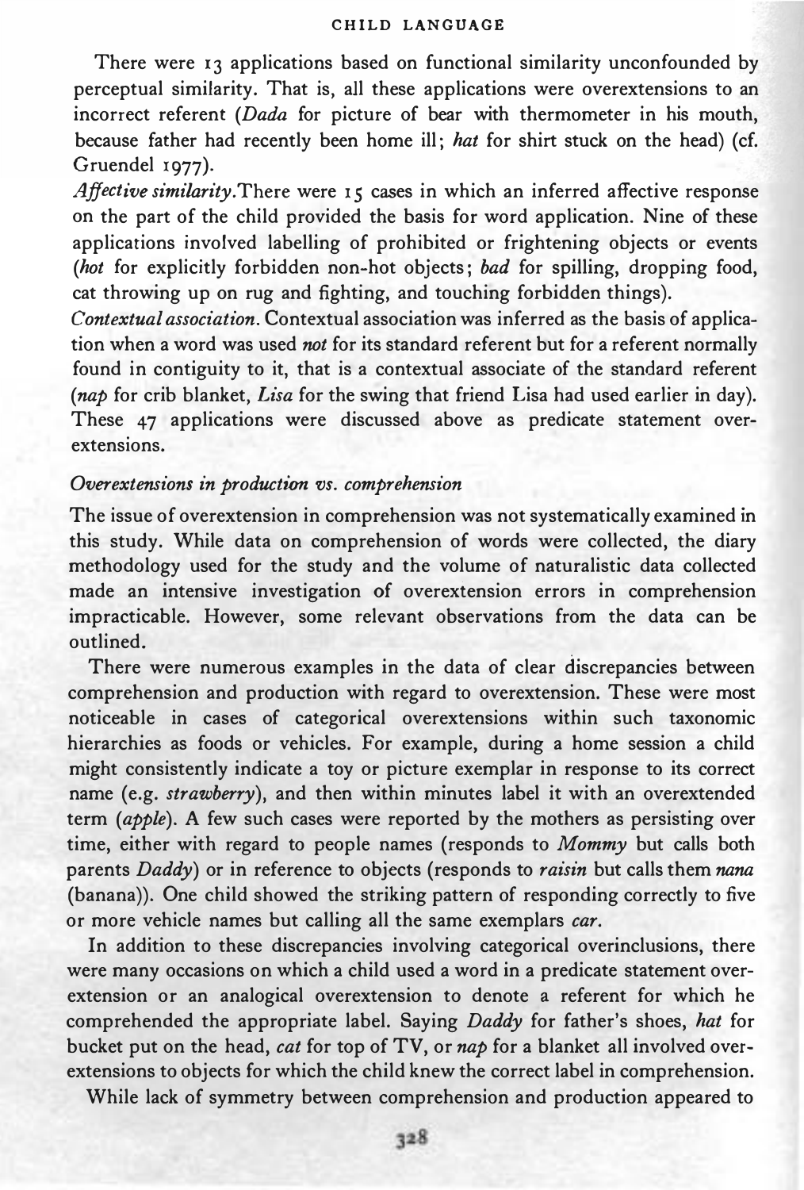There were 13 applications based on functional similarity unconfounded by perceptual similarity. That is, all these applications were overextensions to an incorrect referent (*Dada* for picture of bear with thermometer in his mouth, because father had recently been home ill; *hat* for shirt stuck on the head) (cf. Gruendel 1977).

*Affective similarity.* There were 15 cases in which an inferred affective response on the part of the child provided the basis for word application. Nine of these applications involved labelling of prohibited or frightening objects or events (*hot* for explicitly forbidden non-hot objects; *bad* for spilling, dropping food, cat throwing up on rug and fighting, and touching forbidden things).

*Contextual association.* Contextual association was inferred as the basis of application when a word was used *not* for its standard referent but for a referent normally found in contiguity to it, that is a contextual associate of the standard referent (*nap* for crib blanket, *Lisa* for the swing that friend Lisa had used earlier in day). These 47 applications were discussed above as predicate statement overextensions.

### *Overextensions in production vs. comprehension*

The issue of overextension in comprehension was not systematically examined in this study. While data on comprehension of words were collected, the diary methodology used for the study and the volume of naturalistic data collected made an intensive investigation of overextension errors in comprehension impracticable. However, some relevant observations from the data can be outlined.

There were numerous examples in the data of clear discrepancies between comprehension and production with regard to overextension. These were most noticeable in cases of categorical overextensions within such taxonomic hierarchies as foods or vehicles. For example, during a home session a child might consistently indicate a toy or picture exemplar in response to its correct name (e.g. *strawberry*), and then within minutes label it with an overextended term (*apple*). A few such cases were reported by the mothers as persisting over time, either with regard to people names (responds to *Mommy* but calls both parents *Daddy*) or in reference to objects (responds to *raisin* but calls them *nana* (banana)). One child showed the striking pattern of responding correctly to five or more vehicle names but calling all the same exemplars *car*.

In addition to these discrepancies involving categorical overinclusions, there were many occasions on which a child used a word in a predicate statement overextension or an analogical overextension to denote a referent for which he comprehended the appropriate label. Saying *Daddy* for father's shoes, *hat* for bucket put on the head, *cat* for top of TV, or *nap* for a blanket all involved overextensions to objects for which the child knew the correct label in comprehension.

While lack of symmetry between comprehension and production appeared to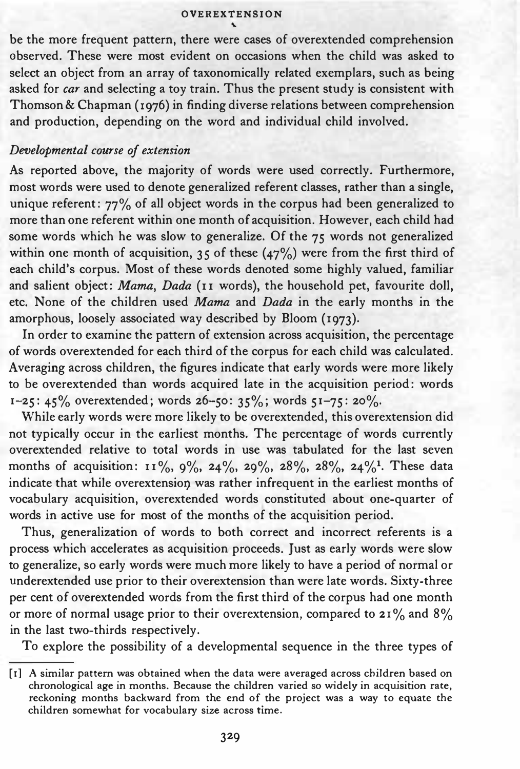be the more frequent pattern, there were cases of overextended comprehension observed. These were most evident on occasions when the child was asked to select an object from an array of taxonomically related exemplars, such as being asked for *car* and selecting a toy train. Thus the present study is consistent with Thomson & Chapman (1976) in finding diverse relations between comprehension and production, depending on the word and individual child involved.

### *Developmental course of extension*

As reported above, the majority of words were used correctly. Furthermore, most words were used to denote generalized referent classes, rather than a single, unique referent: 77% of all object words in the corpus had been generalized to more than one referent within one month of acquisition. However, each child had some words which he was slow to generalize. Of the 75 words not generalized within one month of acquisition, 35 of these (47%) were from the first third of each child's corpus. Most of these words denoted some highly valued, familiar and salient object: *Mama, Dada* (11 words), the household pet, favourite doll, etc. None of the children used *Mama* and *Dada* in the early months in the amorphous, loosely associated way described by Bloom (1973).

In order to examine the pattern of extension across acquisition, the percentage of words overextended for each third of the corpus for each child was calculated. Averaging across children, the figures indicate that early words were more likely to be overextended than words acquired late in the acquisition period: words 1–25: 45% overextended; words 26–50: 35%; words 51–75: 20%.

While early words were more likely to be overextended, this overextension did not typically occur in the earliest months. The percentage of words currently overextended relative to total words in use was tabulated for the last seven months of acquisition: 11%, 9%, 24%, 29%, 28%, 28%, 24%[1]. These data indicate that while overextension was rather infrequent in the earliest months of vocabulary acquisition, overextended words constituted about one-quarter of words in active use for most of the months of the acquisition period.

Thus, generalization of words to both correct and incorrect referents is a process which accelerates as acquisition proceeds. Just as early words were slow to generalize, so early words were much more likely to have a period of normal or underextended use prior to their overextension than were late words. Sixty-three per cent of overextended words from the first third of the corpus had one month or more of normal usage prior to their overextension, compared to 21% and 8% in the last two-thirds respectively.

To explore the possibility of a developmental sequence in the three types of

[1] A similar pattern was obtained when the data were averaged across children based on chronological age in months. Because the children varied so widely in acquisition rate, reckoning months backward from the end of the project was a way to equate the children somewhat for vocabulary size across time.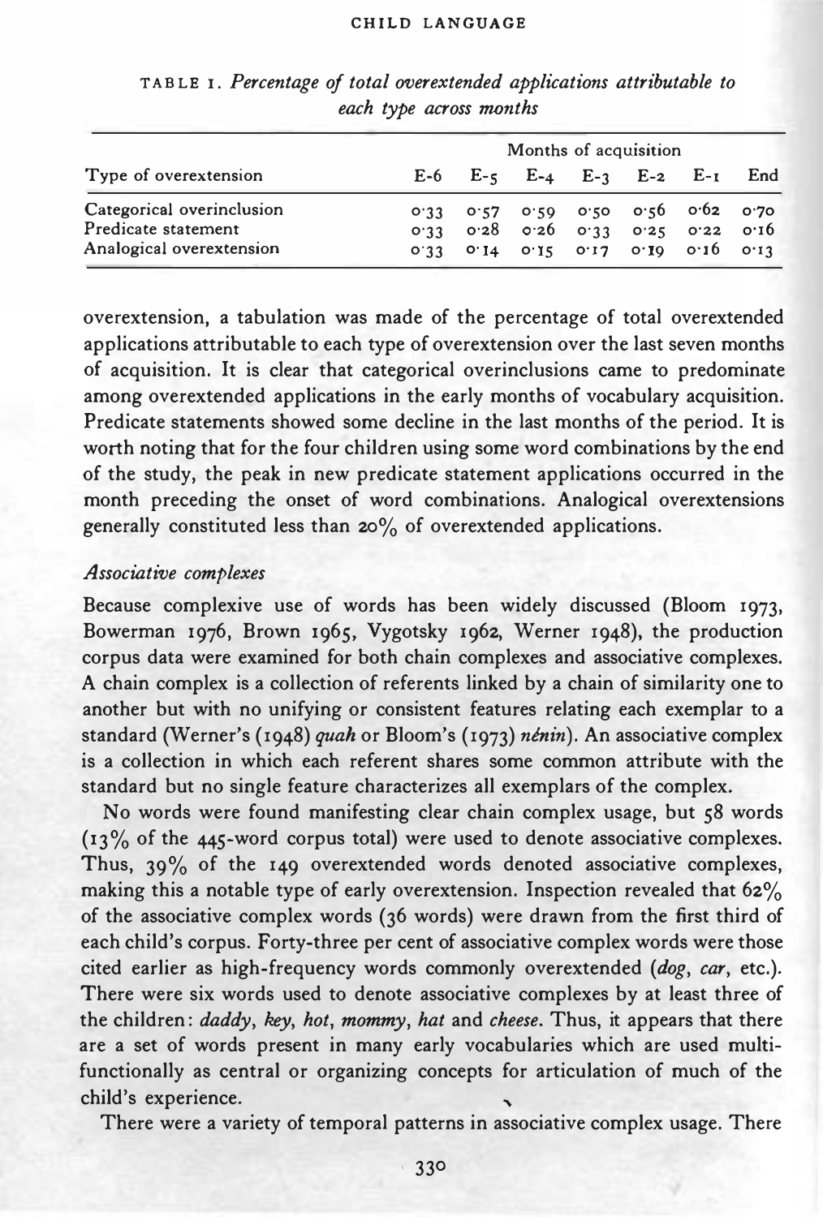TABLE 1. *Percentage of total overextended applications attributable to each type across months*

| Type of overextension | Months of acquisition | | | | | | |
|---|---|---|---|---|---|---|---|
| | E-6 | E-5 | E-4 | E-3 | E-2 | E-1 | End |
| Categorical overinclusion | 0·33 | 0·57 | 0·59 | 0·50 | 0·56 | 0·62 | 0·70 |
| Predicate statement | 0·33 | 0·28 | 0·26 | 0·33 | 0·25 | 0·22 | 0·16 |
| Analogical overextension | 0·33 | 0·14 | 0·15 | 0·17 | 0·19 | 0·16 | 0·13 |

overextension, a tabulation was made of the percentage of total overextended applications attributable to each type of overextension over the last seven months of acquisition. It is clear that categorical overinclusions came to predominate among overextended applications in the early months of vocabulary acquisition. Predicate statements showed some decline in the last months of the period. It is worth noting that for the four children using some word combinations by the end of the study, the peak in new predicate statement applications occurred in the month preceding the onset of word combinations. Analogical overextensions generally constituted less than 20% of overextended applications.

### *Associative complexes*

Because complexive use of words has been widely discussed (Bloom 1973, Bowerman 1976, Brown 1965, Vygotsky 1962, Werner 1948), the production corpus data were examined for both chain complexes and associative complexes. A chain complex is a collection of referents linked by a chain of similarity one to another but with no unifying or consistent features relating each exemplar to a standard (Werner's (1948) *quah* or Bloom's (1973) *nénin*). An associative complex is a collection in which each referent shares some common attribute with the standard but no single feature characterizes all exemplars of the complex.

No words were found manifesting clear chain complex usage, but 58 words (13% of the 445-word corpus total) were used to denote associative complexes. Thus, 39% of the 149 overextended words denoted associative complexes, making this a notable type of early overextension. Inspection revealed that 62% of the associative complex words (36 words) were drawn from the first third of each child's corpus. Forty-three per cent of associative complex words were those cited earlier as high-frequency words commonly overextended (*dog*, *car*, etc.). There were six words used to denote associative complexes by at least three of the children: *daddy*, *key*, *hot*, *mommy*, *hat* and *cheese*. Thus, it appears that there are a set of words present in many early vocabularies which are used multifunctionally as central or organizing concepts for articulation of much of the child's experience.

There were a variety of temporal patterns in associative complex usage. There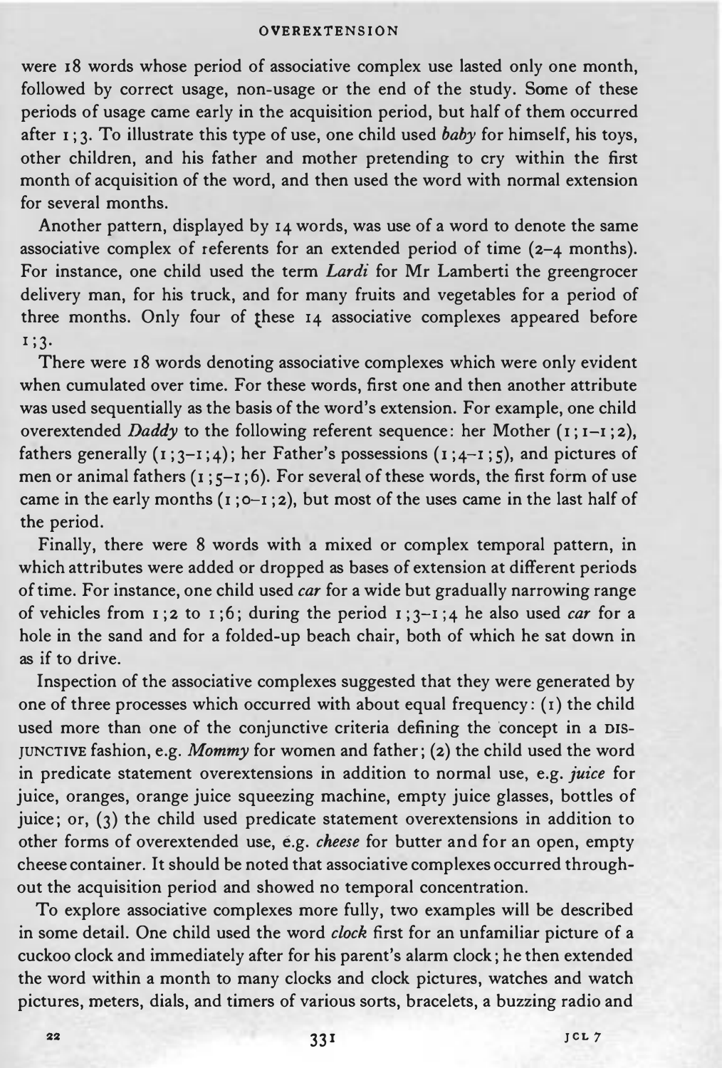were 18 words whose period of associative complex use lasted only one month, followed by correct usage, non-usage or the end of the study. Some of these periods of usage came early in the acquisition period, but half of them occurred after 1;3. To illustrate this type of use, one child used *baby* for himself, his toys, other children, and his father and mother pretending to cry within the first month of acquisition of the word, and then used the word with normal extension for several months.

Another pattern, displayed by 14 words, was use of a word to denote the same associative complex of referents for an extended period of time (2–4 months). For instance, one child used the term *Lardi* for Mr Lamberti the greengrocer delivery man, for his truck, and for many fruits and vegetables for a period of three months. Only four of these 14 associative complexes appeared before 1;3.

There were 18 words denoting associative complexes which were only evident when cumulated over time. For these words, first one and then another attribute was used sequentially as the basis of the word's extension. For example, one child overextended *Daddy* to the following referent sequence: her Mother (1;1–1;2), fathers generally (1;3–1;4); her Father's possessions (1;4–1;5), and pictures of men or animal fathers (1;5–1;6). For several of these words, the first form of use came in the early months (1;0–1;2), but most of the uses came in the last half of the period.

Finally, there were 8 words with a mixed or complex temporal pattern, in which attributes were added or dropped as bases of extension at different periods of time. For instance, one child used *car* for a wide but gradually narrowing range of vehicles from 1;2 to 1;6; during the period 1;3–1;4 he also used *car* for a hole in the sand and for a folded-up beach chair, both of which he sat down in as if to drive.

Inspection of the associative complexes suggested that they were generated by one of three processes which occurred with about equal frequency: (1) the child used more than one of the conjunctive criteria defining the concept in a DISJUNCTIVE fashion, e.g. *Mommy* for women and father; (2) the child used the word in predicate statement overextensions in addition to normal use, e.g. *juice* for juice, oranges, orange juice squeezing machine, empty juice glasses, bottles of juice; or, (3) the child used predicate statement overextensions in addition to other forms of overextended use, e.g. *cheese* for butter and for an open, empty cheese container. It should be noted that associative complexes occurred throughout the acquisition period and showed no temporal concentration.

To explore associative complexes more fully, two examples will be described in some detail. One child used the word *clock* first for an unfamiliar picture of a cuckoo clock and immediately after for his parent's alarm clock; he then extended the word within a month to many clocks and clock pictures, watches and watch pictures, meters, dials, and timers of various sorts, bracelets, a buzzing radio and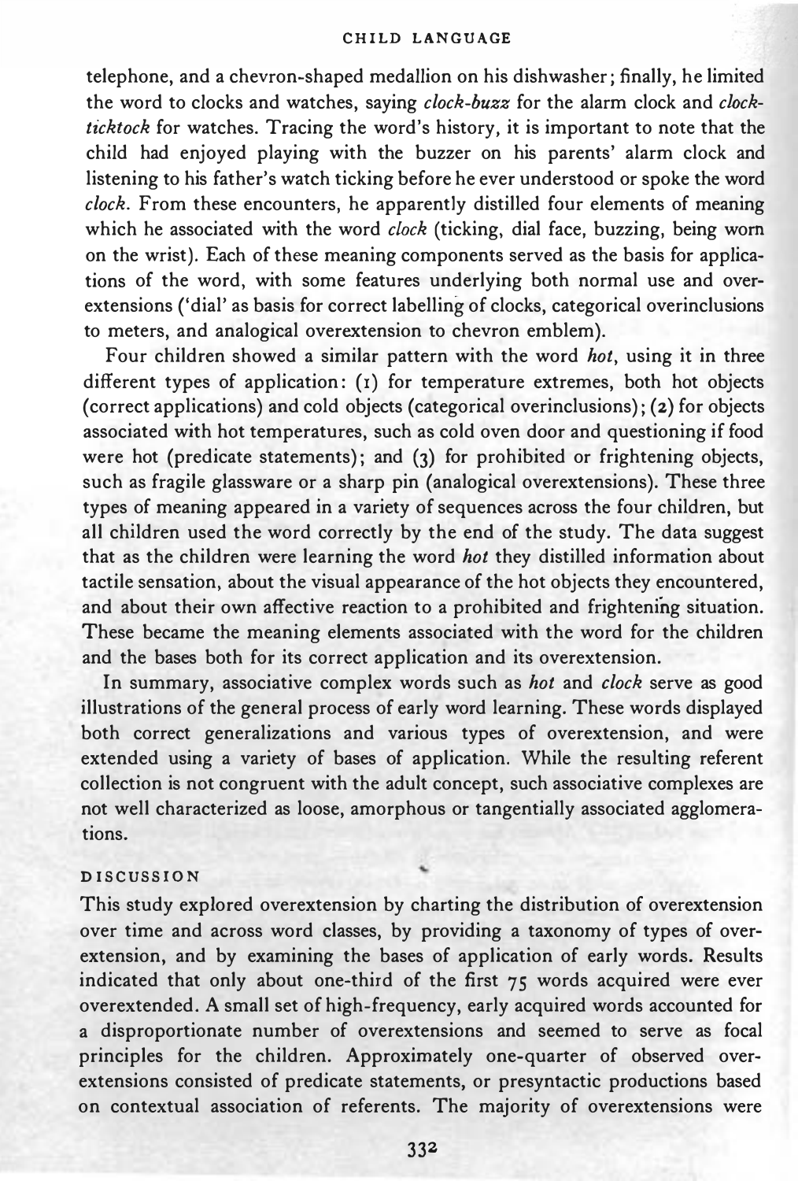telephone, and a chevron-shaped medallion on his dishwasher; finally, he limited the word to clocks and watches, saying *clock-buzz* for the alarm clock and *clock-ticktock* for watches. Tracing the word's history, it is important to note that the child had enjoyed playing with the buzzer on his parents' alarm clock and listening to his father's watch ticking before he ever understood or spoke the word *clock*. From these encounters, he apparently distilled four elements of meaning which he associated with the word *clock* (ticking, dial face, buzzing, being worn on the wrist). Each of these meaning components served as the basis for applications of the word, with some features underlying both normal use and overextensions ('dial' as basis for correct labelling of clocks, categorical overinclusions to meters, and analogical overextension to chevron emblem).

Four children showed a similar pattern with the word *hot*, using it in three different types of application: (1) for temperature extremes, both hot objects (correct applications) and cold objects (categorical overinclusions); (2) for objects associated with hot temperatures, such as cold oven door and questioning if food were hot (predicate statements); and (3) for prohibited or frightening objects, such as fragile glassware or a sharp pin (analogical overextensions). These three types of meaning appeared in a variety of sequences across the four children, but all children used the word correctly by the end of the study. The data suggest that as the children were learning the word *hot* they distilled information about tactile sensation, about the visual appearance of the hot objects they encountered, and about their own affective reaction to a prohibited and frightening situation. These became the meaning elements associated with the word for the children and the bases both for its correct application and its overextension.

In summary, associative complex words such as *hot* and *clock* serve as good illustrations of the general process of early word learning. These words displayed both correct generalizations and various types of overextension, and were extended using a variety of bases of application. While the resulting referent collection is not congruent with the adult concept, such associative complexes are not well characterized as loose, amorphous or tangentially associated agglomerations.

## DISCUSSION

This study explored overextension by charting the distribution of overextension over time and across word classes, by providing a taxonomy of types of overextension, and by examining the bases of application of early words. Results indicated that only about one-third of the first 75 words acquired were ever overextended. A small set of high-frequency, early acquired words accounted for a disproportionate number of overextensions and seemed to serve as focal principles for the children. Approximately one-quarter of observed overextensions consisted of predicate statements, or presyntactic productions based on contextual association of referents. The majority of overextensions were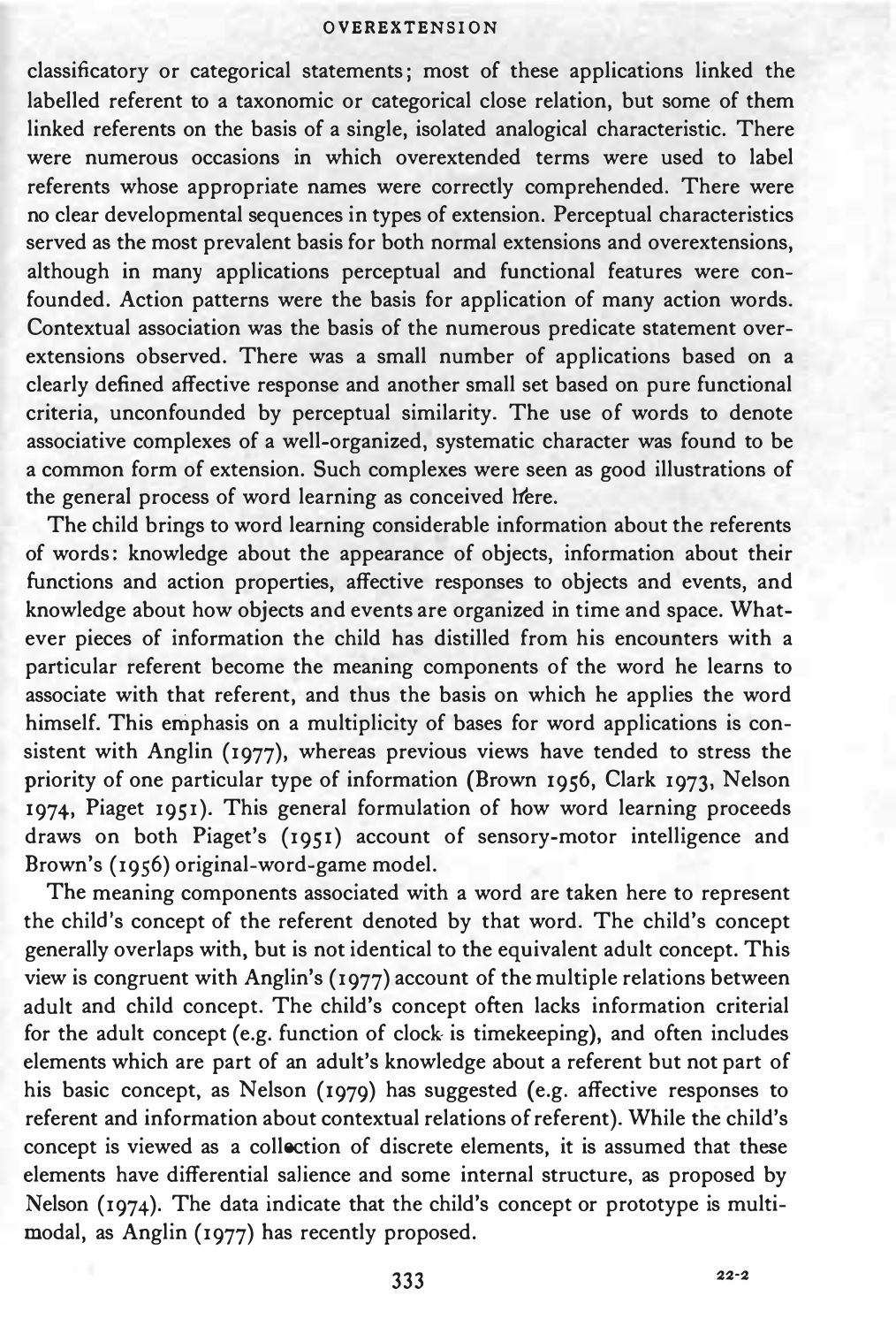classificatory or categorical statements; most of these applications linked the labelled referent to a taxonomic or categorical close relation, but some of them linked referents on the basis of a single, isolated analogical characteristic. There were numerous occasions in which overextended terms were used to label referents whose appropriate names were correctly comprehended. There were no clear developmental sequences in types of extension. Perceptual characteristics served as the most prevalent basis for both normal extensions and overextensions, although in many applications perceptual and functional features were confounded. Action patterns were the basis for application of many action words. Contextual association was the basis of the numerous predicate statement overextensions observed. There was a small number of applications based on a clearly defined affective response and another small set based on pure functional criteria, unconfounded by perceptual similarity. The use of words to denote associative complexes of a well-organized, systematic character was found to be a common form of extension. Such complexes were seen as good illustrations of the general process of word learning as conceived here.

The child brings to word learning considerable information about the referents of words: knowledge about the appearance of objects, information about their functions and action properties, affective responses to objects and events, and knowledge about how objects and events are organized in time and space. Whatever pieces of information the child has distilled from his encounters with a particular referent become the meaning components of the word he learns to associate with that referent, and thus the basis on which he applies the word himself. This emphasis on a multiplicity of bases for word applications is consistent with Anglin (1977), whereas previous views have tended to stress the priority of one particular type of information (Brown 1956, Clark 1973, Nelson 1974, Piaget 1951). This general formulation of how word learning proceeds draws on both Piaget's (1951) account of sensory-motor intelligence and Brown's (1956) original-word-game model.

The meaning components associated with a word are taken here to represent the child's concept of the referent denoted by that word. The child's concept generally overlaps with, but is not identical to the equivalent adult concept. This view is congruent with Anglin's (1977) account of the multiple relations between adult and child concept. The child's concept often lacks information criterial for the adult concept (e.g. function of clock is timekeeping), and often includes elements which are part of an adult's knowledge about a referent but not part of his basic concept, as Nelson (1979) has suggested (e.g. affective responses to referent and information about contextual relations of referent). While the child's concept is viewed as a collection of discrete elements, it is assumed that these elements have differential salience and some internal structure, as proposed by Nelson (1974). The data indicate that the child's concept or prototype is multimodal, as Anglin (1977) has recently proposed.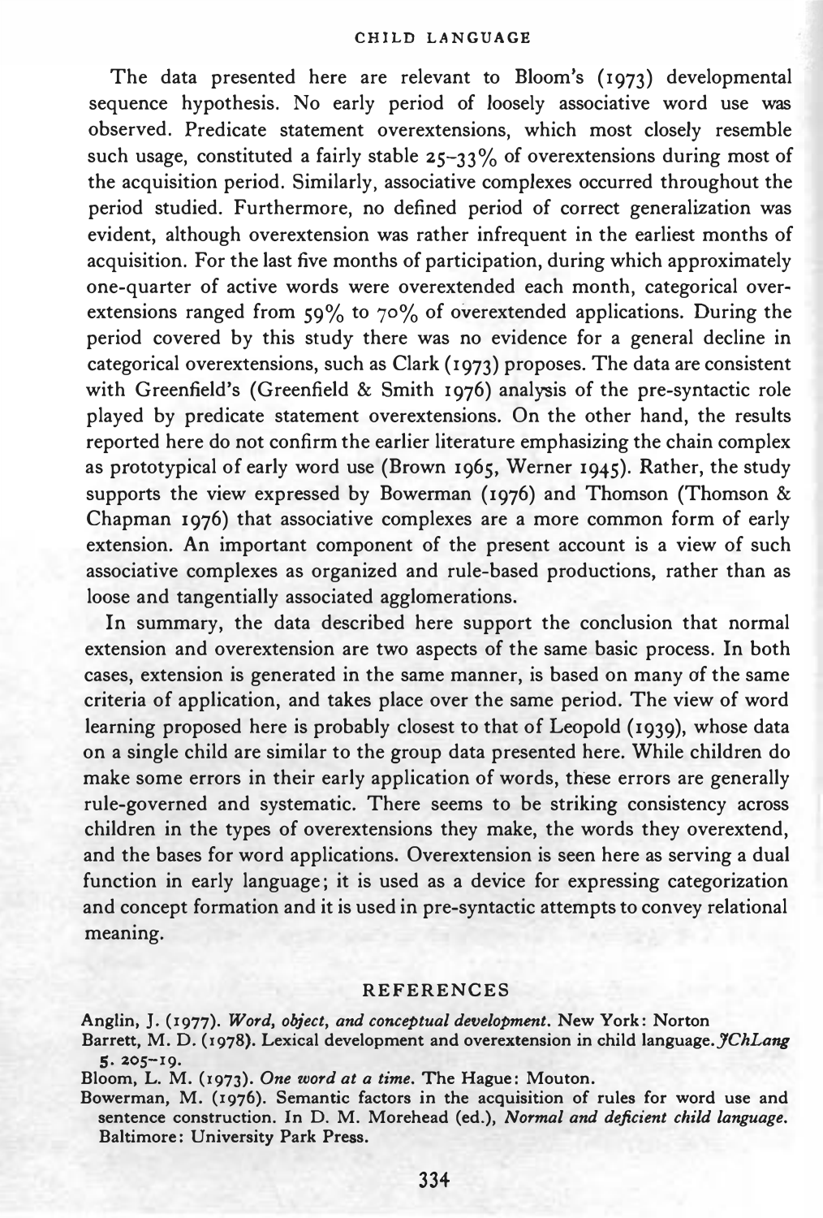The data presented here are relevant to Bloom's (1973) developmental sequence hypothesis. No early period of loosely associative word use was observed. Predicate statement overextensions, which most closely resemble such usage, constituted a fairly stable 25–33% of overextensions during most of the acquisition period. Similarly, associative complexes occurred throughout the period studied. Furthermore, no defined period of correct generalization was evident, although overextension was rather infrequent in the earliest months of acquisition. For the last five months of participation, during which approximately one-quarter of active words were overextended each month, categorical overextensions ranged from 59% to 70% of overextended applications. During the period covered by this study there was no evidence for a general decline in categorical overextensions, such as Clark (1973) proposes. The data are consistent with Greenfield's (Greenfield & Smith 1976) analysis of the pre-syntactic role played by predicate statement overextensions. On the other hand, the results reported here do not confirm the earlier literature emphasizing the chain complex as prototypical of early word use (Brown 1965, Werner 1945). Rather, the study supports the view expressed by Bowerman (1976) and Thomson (Thomson & Chapman 1976) that associative complexes are a more common form of early extension. An important component of the present account is a view of such associative complexes as organized and rule-based productions, rather than as loose and tangentially associated agglomerations.

In summary, the data described here support the conclusion that normal extension and overextension are two aspects of the same basic process. In both cases, extension is generated in the same manner, is based on many of the same criteria of application, and takes place over the same period. The view of word learning proposed here is probably closest to that of Leopold (1939), whose data on a single child are similar to the group data presented here. While children do make some errors in their early application of words, these errors are generally rule-governed and systematic. There seems to be striking consistency across children in the types of overextensions they make, the words they overextend, and the bases for word applications. Overextension is seen here as serving a dual function in early language; it is used as a device for expressing categorization and concept formation and it is used in pre-syntactic attempts to convey relational meaning.

## REFERENCES

Anglin, J. (1977). *Word, object, and conceptual development*. New York: Norton

Barrett, M. D. (1978). Lexical development and overextension in child language. *JChLang* 5. 205–19.

Bloom, L. M. (1973). *One word at a time*. The Hague: Mouton.

Bowerman, M. (1976). Semantic factors in the acquisition of rules for word use and sentence construction. In D. M. Morehead (ed.), *Normal and deficient child language*. Baltimore: University Park Press.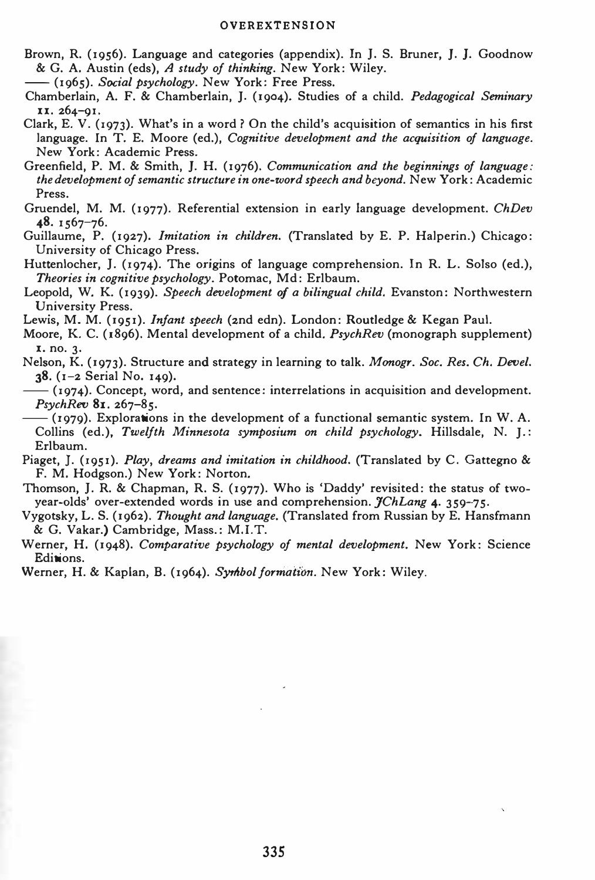Brown, R. (1956). Language and categories (appendix). In J. S. Bruner, J. J. Goodnow & G. A. Austin (eds), *A study of thinking*. New York: Wiley.

—— (1965). *Social psychology*. New York: Free Press.

Chamberlain, A. F. & Chamberlain, J. (1904). Studies of a child. *Pedagogical Seminary* **11**. 264–91.

Clark, E. V. (1973). What's in a word? On the child's acquisition of semantics in his first language. In T. E. Moore (ed.), *Cognitive development and the acquisition of language*. New York: Academic Press.

Greenfield, P. M. & Smith, J. H. (1976). *Communication and the beginnings of language: the development of semantic structure in one-word speech and beyond*. New York: Academic Press.

Gruendel, M. M. (1977). Referential extension in early language development. *ChDev* **48**. 1567–76.

Guillaume, P. (1927). *Imitation in children*. (Translated by E. P. Halperin.) Chicago: University of Chicago Press.

Huttenlocher, J. (1974). The origins of language comprehension. In R. L. Solso (ed.), *Theories in cognitive psychology*. Potomac, Md: Erlbaum.

Leopold, W. K. (1939). *Speech development of a bilingual child*. Evanston: Northwestern University Press.

Lewis, M. M. (1951). *Infant speech* (2nd edn). London: Routledge & Kegan Paul.

Moore, K. C. (1896). Mental development of a child. *PsychRev* (monograph supplement) **1**. no. 3.

Nelson, K. (1973). Structure and strategy in learning to talk. *Monogr. Soc. Res. Ch. Devel.* **38**. (1–2 Serial No. 149).

—— (1974). Concept, word, and sentence: interrelations in acquisition and development. *PsychRev* **81**. 267–85.

—— (1979). Explorations in the development of a functional semantic system. In W. A. Collins (ed.), *Twelfth Minnesota symposium on child psychology*. Hillsdale, N. J.: Erlbaum.

Piaget, J. (1951). *Play, dreams and imitation in childhood*. (Translated by C. Gattegno & F. M. Hodgson.) New York: Norton.

Thomson, J. R. & Chapman, R. S. (1977). Who is 'Daddy' revisited: the status of two-year-olds' over-extended words in use and comprehension. *JChLang* **4**. 359–75.

Vygotsky, L. S. (1962). *Thought and language*. (Translated from Russian by E. Hansfmann & G. Vakar.) Cambridge, Mass.: M.I.T.

Werner, H. (1948). *Comparative psychology of mental development*. New York: Science Editions.

Werner, H. & Kaplan, B. (1964). *Symbol formation*. New York: Wiley.